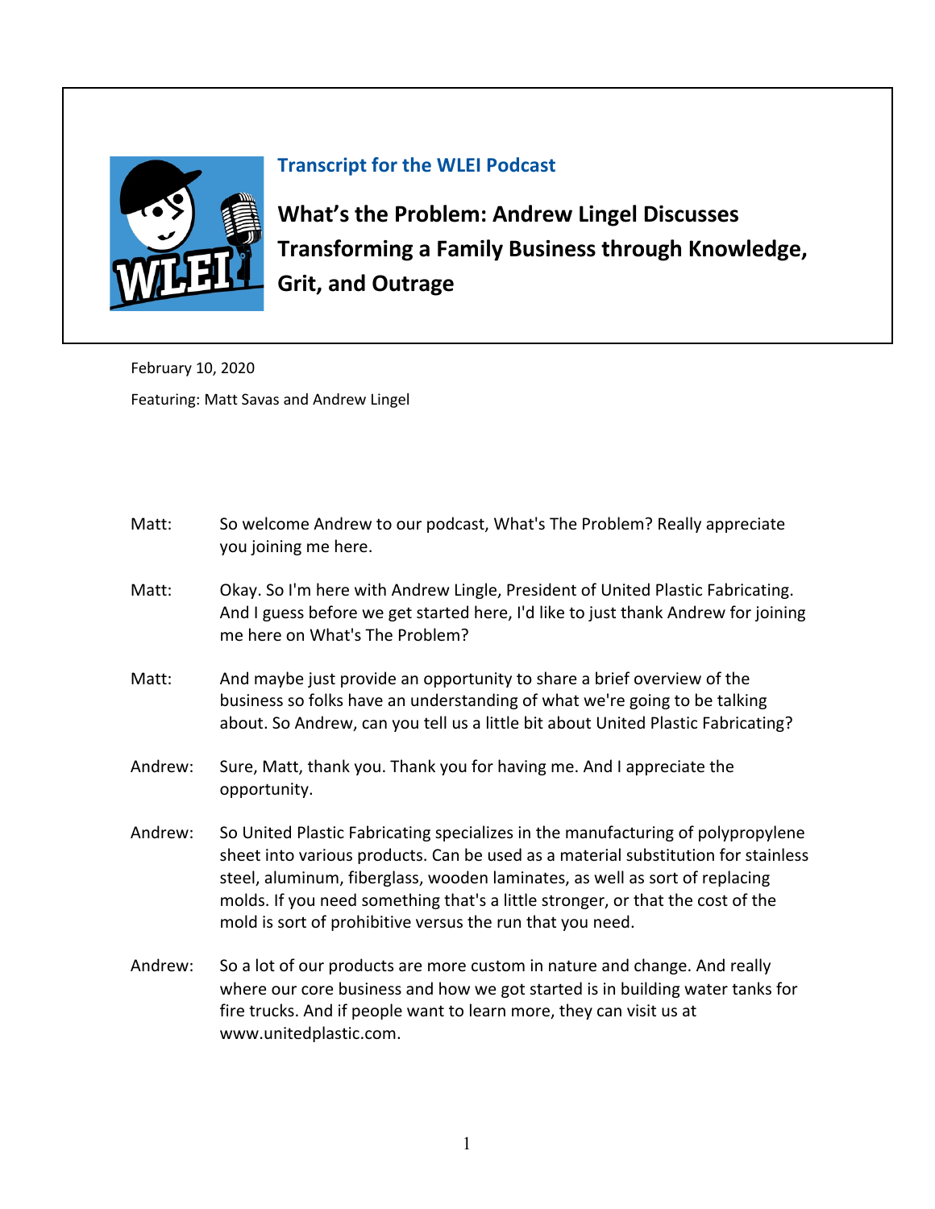**Transcript for the WLEI Podcast**

# What's the Problem: Andrew Lingel Discusses Transforming a Family Business through Knowledge, Grit, and Outrage

February 10, 2020

Featuring: Matt Savas and Andrew Lingel

Matt: So welcome Andrew to our podcast, What's The Problem? Really appreciate you joining me here.

Matt: Okay. So I'm here with Andrew Lingle, President of United Plastic Fabricating. And I guess before we get started here, I'd like to just thank Andrew for joining me here on What's The Problem?

Matt: And maybe just provide an opportunity to share a brief overview of the business so folks have an understanding of what we're going to be talking about. So Andrew, can you tell us a little bit about United Plastic Fabricating?

Andrew: Sure, Matt, thank you. Thank you for having me. And I appreciate the opportunity.

Andrew: So United Plastic Fabricating specializes in the manufacturing of polypropylene sheet into various products. Can be used as a material substitution for stainless steel, aluminum, fiberglass, wooden laminates, as well as sort of replacing molds. If you need something that's a little stronger, or that the cost of the mold is sort of prohibitive versus the run that you need.

Andrew: So a lot of our products are more custom in nature and change. And really where our core business and how we got started is in building water tanks for fire trucks. And if people want to learn more, they can visit us at www.unitedplastic.com.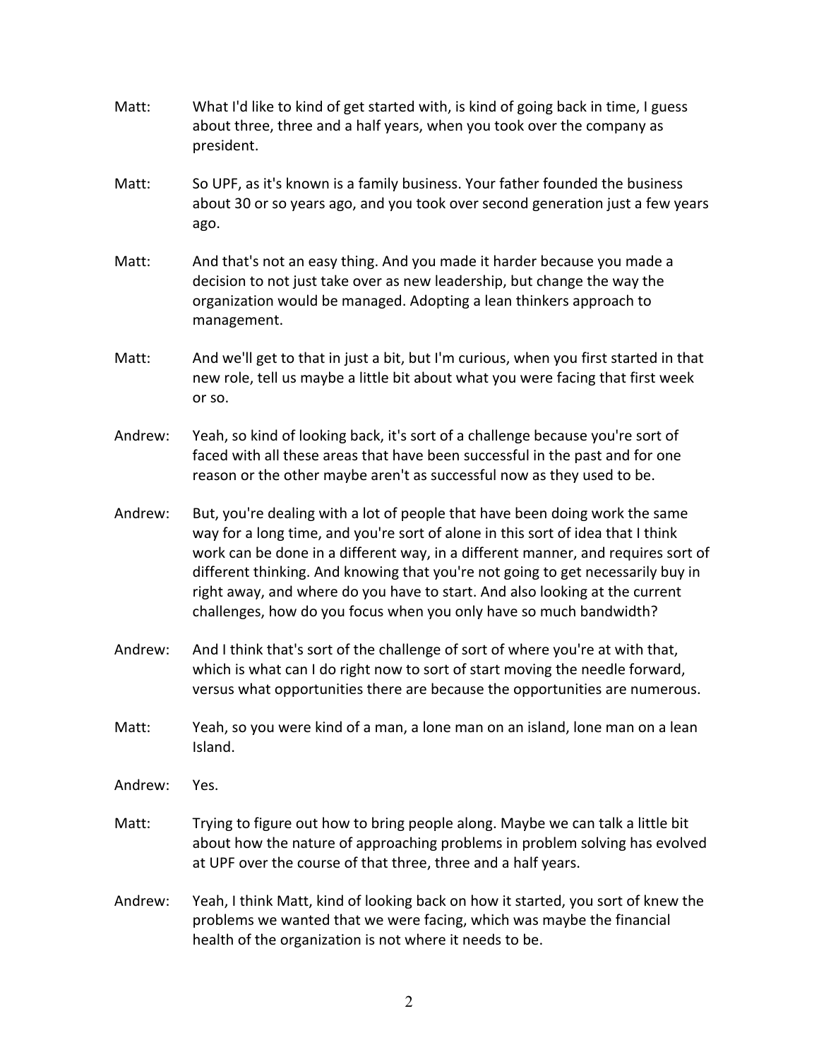Matt: What I'd like to kind of get started with, is kind of going back in time, I guess about three, three and a half years, when you took over the company as president.

Matt: So UPF, as it's known is a family business. Your father founded the business about 30 or so years ago, and you took over second generation just a few years ago.

Matt: And that's not an easy thing. And you made it harder because you made a decision to not just take over as new leadership, but change the way the organization would be managed. Adopting a lean thinkers approach to management.

Matt: And we'll get to that in just a bit, but I'm curious, when you first started in that new role, tell us maybe a little bit about what you were facing that first week or so.

Andrew: Yeah, so kind of looking back, it's sort of a challenge because you're sort of faced with all these areas that have been successful in the past and for one reason or the other maybe aren't as successful now as they used to be.

Andrew: But, you're dealing with a lot of people that have been doing work the same way for a long time, and you're sort of alone in this sort of idea that I think work can be done in a different way, in a different manner, and requires sort of different thinking. And knowing that you're not going to get necessarily buy in right away, and where do you have to start. And also looking at the current challenges, how do you focus when you only have so much bandwidth?

Andrew: And I think that's sort of the challenge of sort of where you're at with that, which is what can I do right now to sort of start moving the needle forward, versus what opportunities there are because the opportunities are numerous.

Matt: Yeah, so you were kind of a man, a lone man on an island, lone man on a lean Island.

Andrew: Yes.

Matt: Trying to figure out how to bring people along. Maybe we can talk a little bit about how the nature of approaching problems in problem solving has evolved at UPF over the course of that three, three and a half years.

Andrew: Yeah, I think Matt, kind of looking back on how it started, you sort of knew the problems we wanted that we were facing, which was maybe the financial health of the organization is not where it needs to be.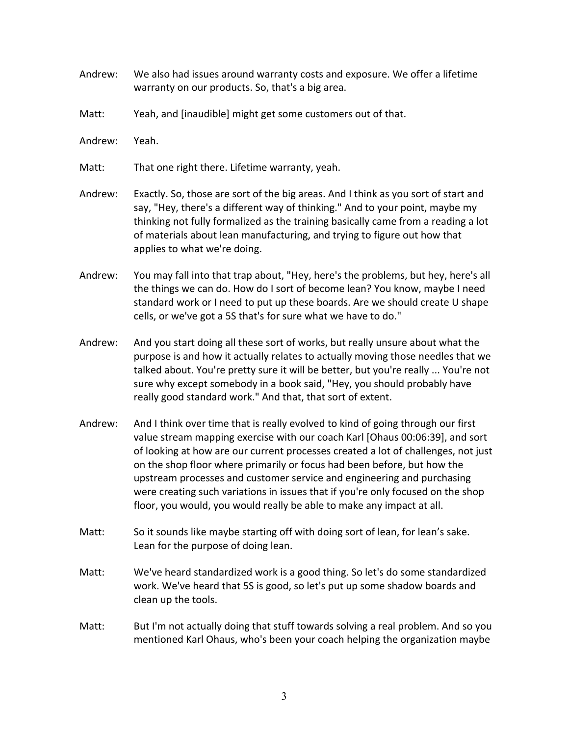Andrew: We also had issues around warranty costs and exposure. We offer a lifetime warranty on our products. So, that's a big area.

Matt: Yeah, and [inaudible] might get some customers out of that.

Andrew: Yeah.

Matt: That one right there. Lifetime warranty, yeah.

Andrew: Exactly. So, those are sort of the big areas. And I think as you sort of start and say, "Hey, there's a different way of thinking." And to your point, maybe my thinking not fully formalized as the training basically came from a reading a lot of materials about lean manufacturing, and trying to figure out how that applies to what we're doing.

Andrew: You may fall into that trap about, "Hey, here's the problems, but hey, here's all the things we can do. How do I sort of become lean? You know, maybe I need standard work or I need to put up these boards. Are we should create U shape cells, or we've got a 5S that's for sure what we have to do."

Andrew: And you start doing all these sort of works, but really unsure about what the purpose is and how it actually relates to actually moving those needles that we talked about. You're pretty sure it will be better, but you're really ... You're not sure why except somebody in a book said, "Hey, you should probably have really good standard work." And that, that sort of extent.

Andrew: And I think over time that is really evolved to kind of going through our first value stream mapping exercise with our coach Karl [Ohaus 00:06:39], and sort of looking at how are our current processes created a lot of challenges, not just on the shop floor where primarily or focus had been before, but how the upstream processes and customer service and engineering and purchasing were creating such variations in issues that if you're only focused on the shop floor, you would, you would really be able to make any impact at all.

Matt: So it sounds like maybe starting off with doing sort of lean, for lean's sake. Lean for the purpose of doing lean.

Matt: We've heard standardized work is a good thing. So let's do some standardized work. We've heard that 5S is good, so let's put up some shadow boards and clean up the tools.

Matt: But I'm not actually doing that stuff towards solving a real problem. And so you mentioned Karl Ohaus, who's been your coach helping the organization maybe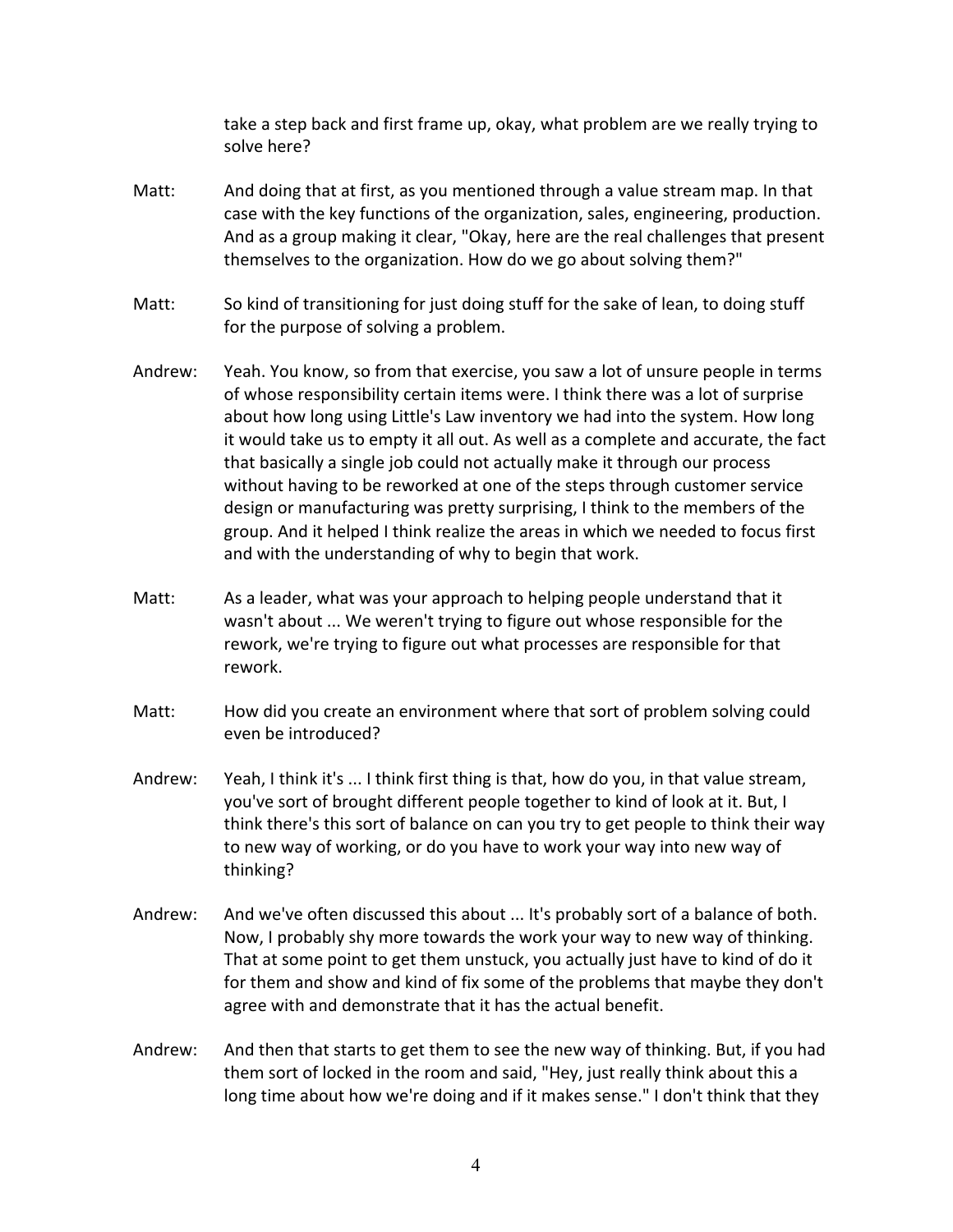take a step back and first frame up, okay, what problem are we really trying to solve here?

Matt: And doing that at first, as you mentioned through a value stream map. In that case with the key functions of the organization, sales, engineering, production. And as a group making it clear, "Okay, here are the real challenges that present themselves to the organization. How do we go about solving them?"

Matt: So kind of transitioning for just doing stuff for the sake of lean, to doing stuff for the purpose of solving a problem.

Andrew: Yeah. You know, so from that exercise, you saw a lot of unsure people in terms of whose responsibility certain items were. I think there was a lot of surprise about how long using Little's Law inventory we had into the system. How long it would take us to empty it all out. As well as a complete and accurate, the fact that basically a single job could not actually make it through our process without having to be reworked at one of the steps through customer service design or manufacturing was pretty surprising, I think to the members of the group. And it helped I think realize the areas in which we needed to focus first and with the understanding of why to begin that work.

Matt: As a leader, what was your approach to helping people understand that it wasn't about ... We weren't trying to figure out whose responsible for the rework, we're trying to figure out what processes are responsible for that rework.

Matt: How did you create an environment where that sort of problem solving could even be introduced?

Andrew: Yeah, I think it's ... I think first thing is that, how do you, in that value stream, you've sort of brought different people together to kind of look at it. But, I think there's this sort of balance on can you try to get people to think their way to new way of working, or do you have to work your way into new way of thinking?

Andrew: And we've often discussed this about ... It's probably sort of a balance of both. Now, I probably shy more towards the work your way to new way of thinking. That at some point to get them unstuck, you actually just have to kind of do it for them and show and kind of fix some of the problems that maybe they don't agree with and demonstrate that it has the actual benefit.

Andrew: And then that starts to get them to see the new way of thinking. But, if you had them sort of locked in the room and said, "Hey, just really think about this a long time about how we're doing and if it makes sense." I don't think that they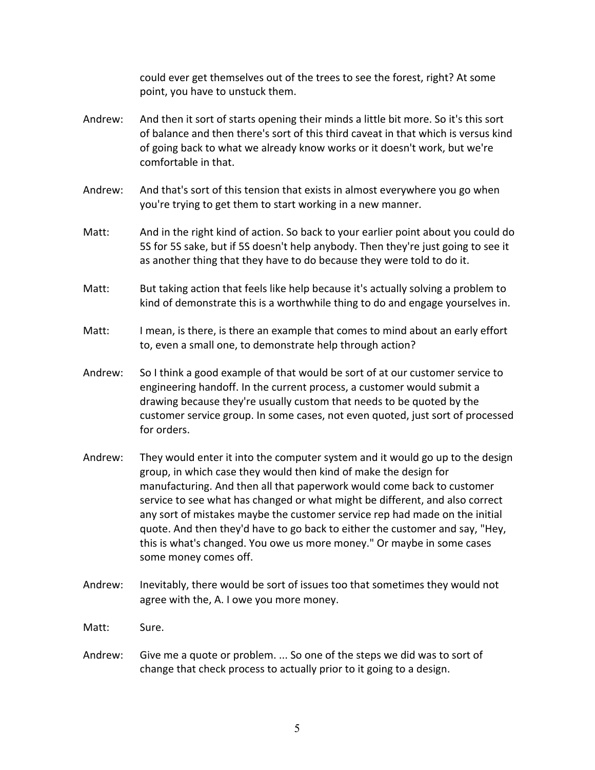could ever get themselves out of the trees to see the forest, right? At some point, you have to unstuck them.

Andrew: And then it sort of starts opening their minds a little bit more. So it's this sort of balance and then there's sort of this third caveat in that which is versus kind of going back to what we already know works or it doesn't work, but we're comfortable in that.

Andrew: And that's sort of this tension that exists in almost everywhere you go when you're trying to get them to start working in a new manner.

Matt: And in the right kind of action. So back to your earlier point about you could do 5S for 5S sake, but if 5S doesn't help anybody. Then they're just going to see it as another thing that they have to do because they were told to do it.

Matt: But taking action that feels like help because it's actually solving a problem to kind of demonstrate this is a worthwhile thing to do and engage yourselves in.

Matt: I mean, is there, is there an example that comes to mind about an early effort to, even a small one, to demonstrate help through action?

Andrew: So I think a good example of that would be sort of at our customer service to engineering handoff. In the current process, a customer would submit a drawing because they're usually custom that needs to be quoted by the customer service group. In some cases, not even quoted, just sort of processed for orders.

Andrew: They would enter it into the computer system and it would go up to the design group, in which case they would then kind of make the design for manufacturing. And then all that paperwork would come back to customer service to see what has changed or what might be different, and also correct any sort of mistakes maybe the customer service rep had made on the initial quote. And then they'd have to go back to either the customer and say, "Hey, this is what's changed. You owe us more money." Or maybe in some cases some money comes off.

Andrew: Inevitably, there would be sort of issues too that sometimes they would not agree with the, A. I owe you more money.

Matt: Sure.

Andrew: Give me a quote or problem. ... So one of the steps we did was to sort of change that check process to actually prior to it going to a design.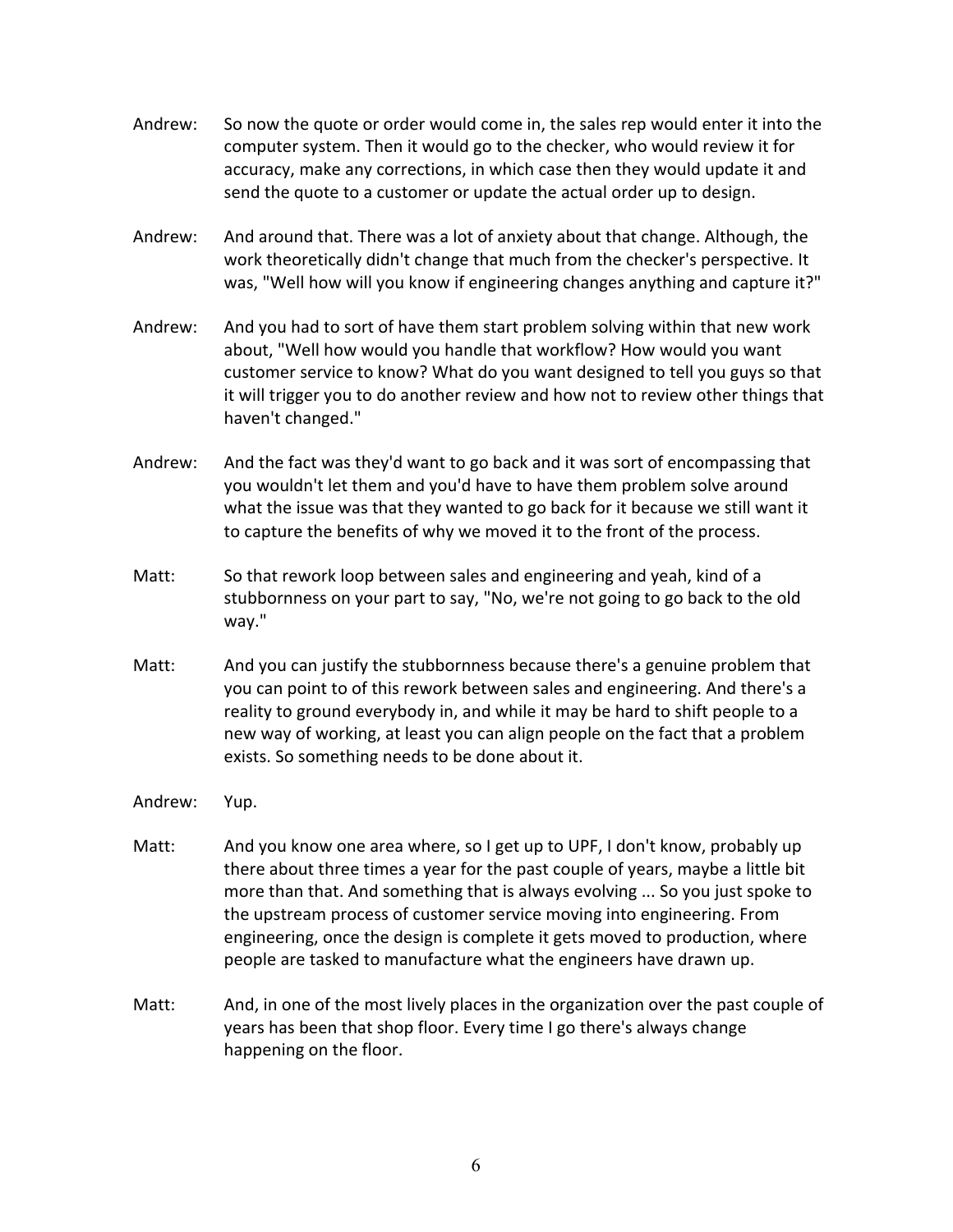Andrew: So now the quote or order would come in, the sales rep would enter it into the computer system. Then it would go to the checker, who would review it for accuracy, make any corrections, in which case then they would update it and send the quote to a customer or update the actual order up to design.

Andrew: And around that. There was a lot of anxiety about that change. Although, the work theoretically didn't change that much from the checker's perspective. It was, "Well how will you know if engineering changes anything and capture it?"

Andrew: And you had to sort of have them start problem solving within that new work about, "Well how would you handle that workflow? How would you want customer service to know? What do you want designed to tell you guys so that it will trigger you to do another review and how not to review other things that haven't changed."

Andrew: And the fact was they'd want to go back and it was sort of encompassing that you wouldn't let them and you'd have to have them problem solve around what the issue was that they wanted to go back for it because we still want it to capture the benefits of why we moved it to the front of the process.

Matt: So that rework loop between sales and engineering and yeah, kind of a stubbornness on your part to say, "No, we're not going to go back to the old way."

Matt: And you can justify the stubbornness because there's a genuine problem that you can point to of this rework between sales and engineering. And there's a reality to ground everybody in, and while it may be hard to shift people to a new way of working, at least you can align people on the fact that a problem exists. So something needs to be done about it.

Andrew: Yup.

Matt: And you know one area where, so I get up to UPF, I don't know, probably up there about three times a year for the past couple of years, maybe a little bit more than that. And something that is always evolving ... So you just spoke to the upstream process of customer service moving into engineering. From engineering, once the design is complete it gets moved to production, where people are tasked to manufacture what the engineers have drawn up.

Matt: And, in one of the most lively places in the organization over the past couple of years has been that shop floor. Every time I go there's always change happening on the floor.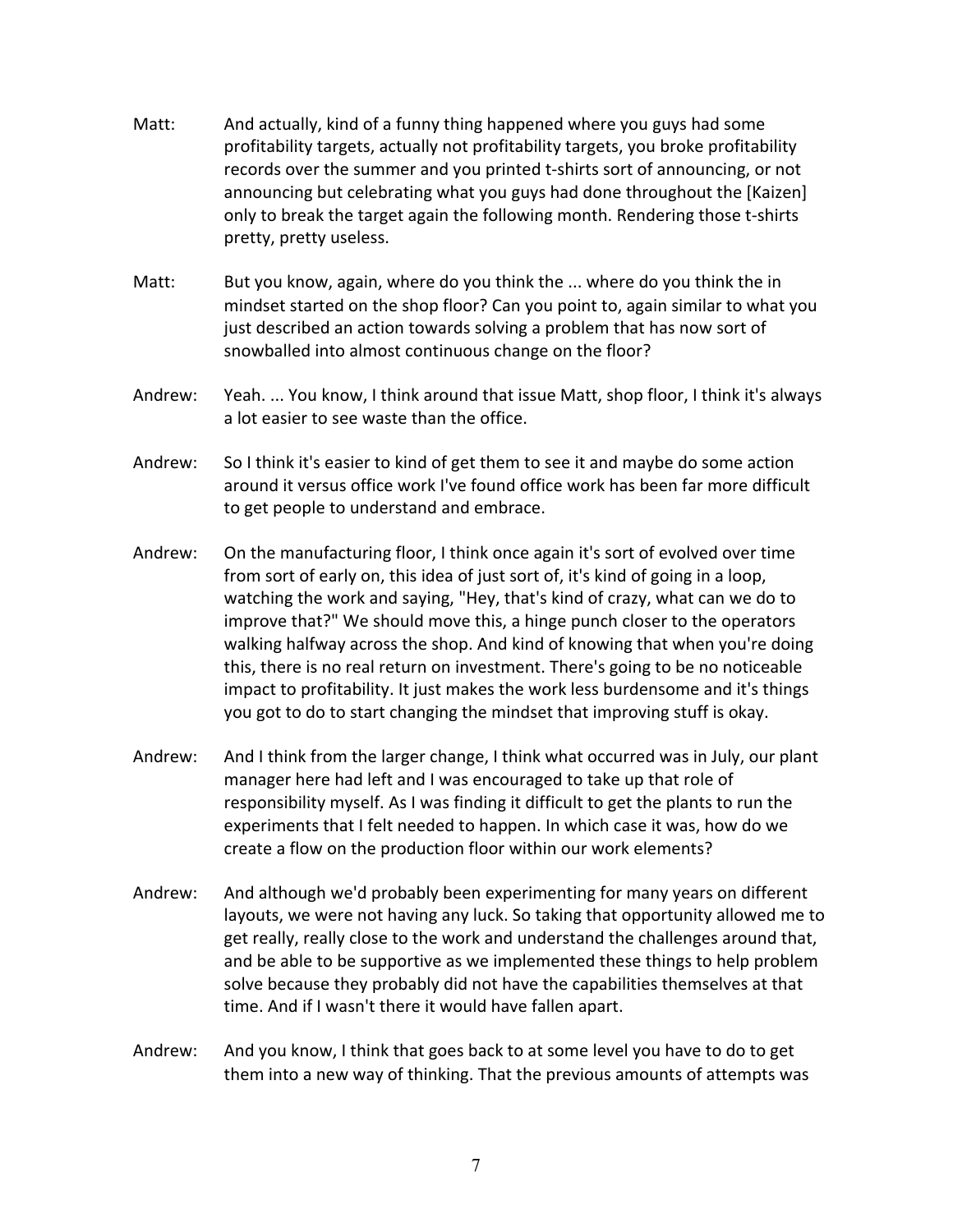Matt: And actually, kind of a funny thing happened where you guys had some profitability targets, actually not profitability targets, you broke profitability records over the summer and you printed t-shirts sort of announcing, or not announcing but celebrating what you guys had done throughout the [Kaizen] only to break the target again the following month. Rendering those t-shirts pretty, pretty useless.

Matt: But you know, again, where do you think the ... where do you think the in mindset started on the shop floor? Can you point to, again similar to what you just described an action towards solving a problem that has now sort of snowballed into almost continuous change on the floor?

Andrew: Yeah. ... You know, I think around that issue Matt, shop floor, I think it's always a lot easier to see waste than the office.

Andrew: So I think it's easier to kind of get them to see it and maybe do some action around it versus office work I've found office work has been far more difficult to get people to understand and embrace.

Andrew: On the manufacturing floor, I think once again it's sort of evolved over time from sort of early on, this idea of just sort of, it's kind of going in a loop, watching the work and saying, "Hey, that's kind of crazy, what can we do to improve that?" We should move this, a hinge punch closer to the operators walking halfway across the shop. And kind of knowing that when you're doing this, there is no real return on investment. There's going to be no noticeable impact to profitability. It just makes the work less burdensome and it's things you got to do to start changing the mindset that improving stuff is okay.

Andrew: And I think from the larger change, I think what occurred was in July, our plant manager here had left and I was encouraged to take up that role of responsibility myself. As I was finding it difficult to get the plants to run the experiments that I felt needed to happen. In which case it was, how do we create a flow on the production floor within our work elements?

Andrew: And although we'd probably been experimenting for many years on different layouts, we were not having any luck. So taking that opportunity allowed me to get really, really close to the work and understand the challenges around that, and be able to be supportive as we implemented these things to help problem solve because they probably did not have the capabilities themselves at that time. And if I wasn't there it would have fallen apart.

Andrew: And you know, I think that goes back to at some level you have to do to get them into a new way of thinking. That the previous amounts of attempts was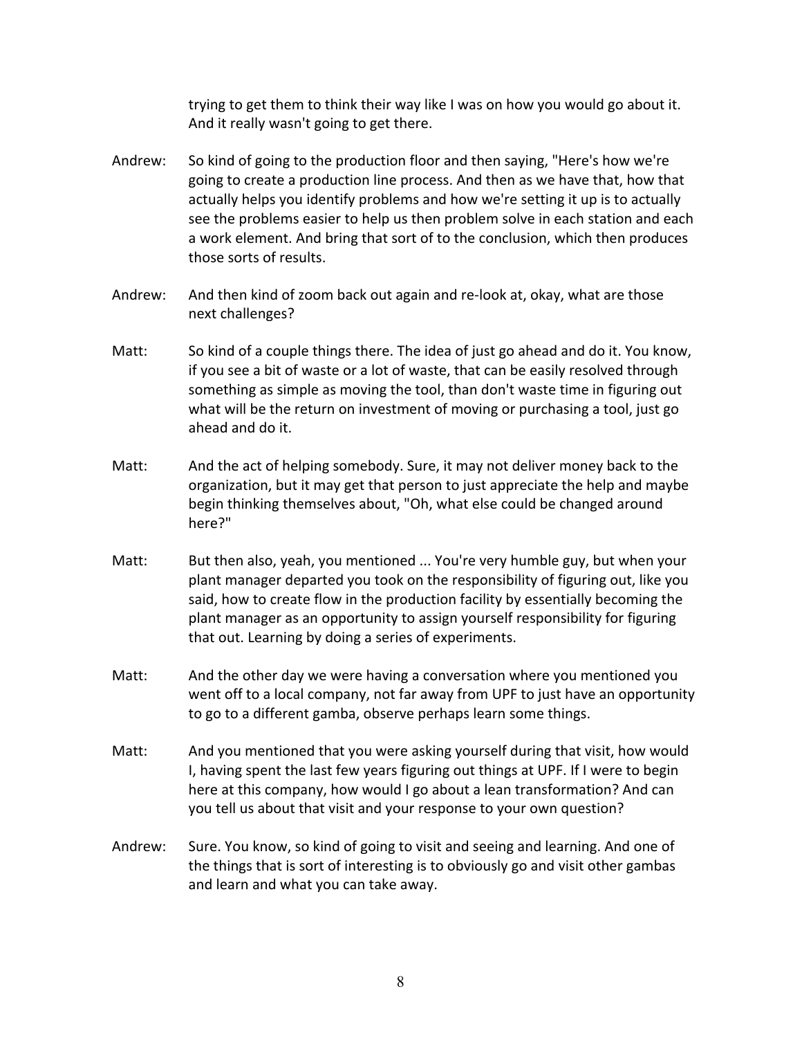trying to get them to think their way like I was on how you would go about it. And it really wasn't going to get there.

Andrew: So kind of going to the production floor and then saying, "Here's how we're going to create a production line process. And then as we have that, how that actually helps you identify problems and how we're setting it up is to actually see the problems easier to help us then problem solve in each station and each a work element. And bring that sort of to the conclusion, which then produces those sorts of results.

Andrew: And then kind of zoom back out again and re-look at, okay, what are those next challenges?

Matt: So kind of a couple things there. The idea of just go ahead and do it. You know, if you see a bit of waste or a lot of waste, that can be easily resolved through something as simple as moving the tool, than don't waste time in figuring out what will be the return on investment of moving or purchasing a tool, just go ahead and do it.

Matt: And the act of helping somebody. Sure, it may not deliver money back to the organization, but it may get that person to just appreciate the help and maybe begin thinking themselves about, "Oh, what else could be changed around here?"

Matt: But then also, yeah, you mentioned ... You're very humble guy, but when your plant manager departed you took on the responsibility of figuring out, like you said, how to create flow in the production facility by essentially becoming the plant manager as an opportunity to assign yourself responsibility for figuring that out. Learning by doing a series of experiments.

Matt: And the other day we were having a conversation where you mentioned you went off to a local company, not far away from UPF to just have an opportunity to go to a different gamba, observe perhaps learn some things.

Matt: And you mentioned that you were asking yourself during that visit, how would I, having spent the last few years figuring out things at UPF. If I were to begin here at this company, how would I go about a lean transformation? And can you tell us about that visit and your response to your own question?

Andrew: Sure. You know, so kind of going to visit and seeing and learning. And one of the things that is sort of interesting is to obviously go and visit other gambas and learn and what you can take away.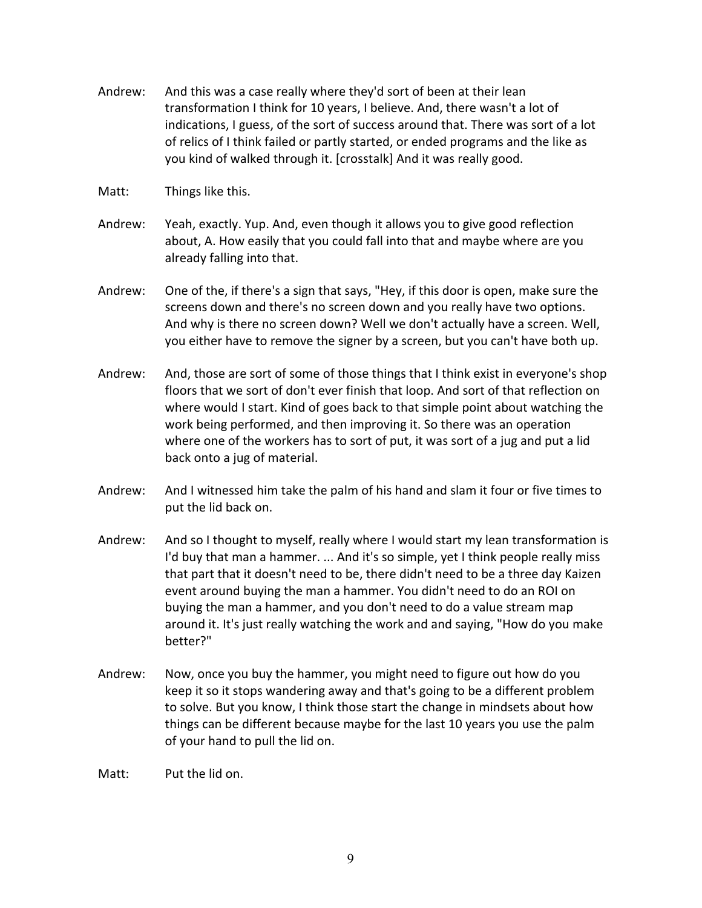Andrew: And this was a case really where they'd sort of been at their lean transformation I think for 10 years, I believe. And, there wasn't a lot of indications, I guess, of the sort of success around that. There was sort of a lot of relics of I think failed or partly started, or ended programs and the like as you kind of walked through it. [crosstalk] And it was really good.

Matt: Things like this.

Andrew: Yeah, exactly. Yup. And, even though it allows you to give good reflection about, A. How easily that you could fall into that and maybe where are you already falling into that.

Andrew: One of the, if there's a sign that says, "Hey, if this door is open, make sure the screens down and there's no screen down and you really have two options. And why is there no screen down? Well we don't actually have a screen. Well, you either have to remove the signer by a screen, but you can't have both up.

Andrew: And, those are sort of some of those things that I think exist in everyone's shop floors that we sort of don't ever finish that loop. And sort of that reflection on where would I start. Kind of goes back to that simple point about watching the work being performed, and then improving it. So there was an operation where one of the workers has to sort of put, it was sort of a jug and put a lid back onto a jug of material.

Andrew: And I witnessed him take the palm of his hand and slam it four or five times to put the lid back on.

Andrew: And so I thought to myself, really where I would start my lean transformation is I'd buy that man a hammer. ... And it's so simple, yet I think people really miss that part that it doesn't need to be, there didn't need to be a three day Kaizen event around buying the man a hammer. You didn't need to do an ROI on buying the man a hammer, and you don't need to do a value stream map around it. It's just really watching the work and and saying, "How do you make better?"

Andrew: Now, once you buy the hammer, you might need to figure out how do you keep it so it stops wandering away and that's going to be a different problem to solve. But you know, I think those start the change in mindsets about how things can be different because maybe for the last 10 years you use the palm of your hand to pull the lid on.

Matt: Put the lid on.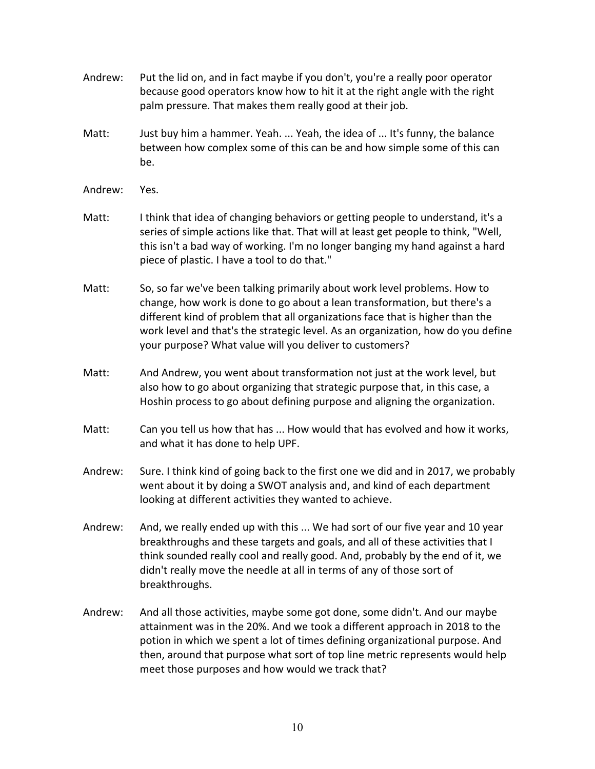Andrew: Put the lid on, and in fact maybe if you don't, you're a really poor operator because good operators know how to hit it at the right angle with the right palm pressure. That makes them really good at their job.

Matt: Just buy him a hammer. Yeah. ... Yeah, the idea of ... It's funny, the balance between how complex some of this can be and how simple some of this can be.

Andrew: Yes.

Matt: I think that idea of changing behaviors or getting people to understand, it's a series of simple actions like that. That will at least get people to think, "Well, this isn't a bad way of working. I'm no longer banging my hand against a hard piece of plastic. I have a tool to do that."

Matt: So, so far we've been talking primarily about work level problems. How to change, how work is done to go about a lean transformation, but there's a different kind of problem that all organizations face that is higher than the work level and that's the strategic level. As an organization, how do you define your purpose? What value will you deliver to customers?

Matt: And Andrew, you went about transformation not just at the work level, but also how to go about organizing that strategic purpose that, in this case, a Hoshin process to go about defining purpose and aligning the organization.

Matt: Can you tell us how that has ... How would that has evolved and how it works, and what it has done to help UPF.

Andrew: Sure. I think kind of going back to the first one we did and in 2017, we probably went about it by doing a SWOT analysis and, and kind of each department looking at different activities they wanted to achieve.

Andrew: And, we really ended up with this ... We had sort of our five year and 10 year breakthroughs and these targets and goals, and all of these activities that I think sounded really cool and really good. And, probably by the end of it, we didn't really move the needle at all in terms of any of those sort of breakthroughs.

Andrew: And all those activities, maybe some got done, some didn't. And our maybe attainment was in the 20%. And we took a different approach in 2018 to the potion in which we spent a lot of times defining organizational purpose. And then, around that purpose what sort of top line metric represents would help meet those purposes and how would we track that?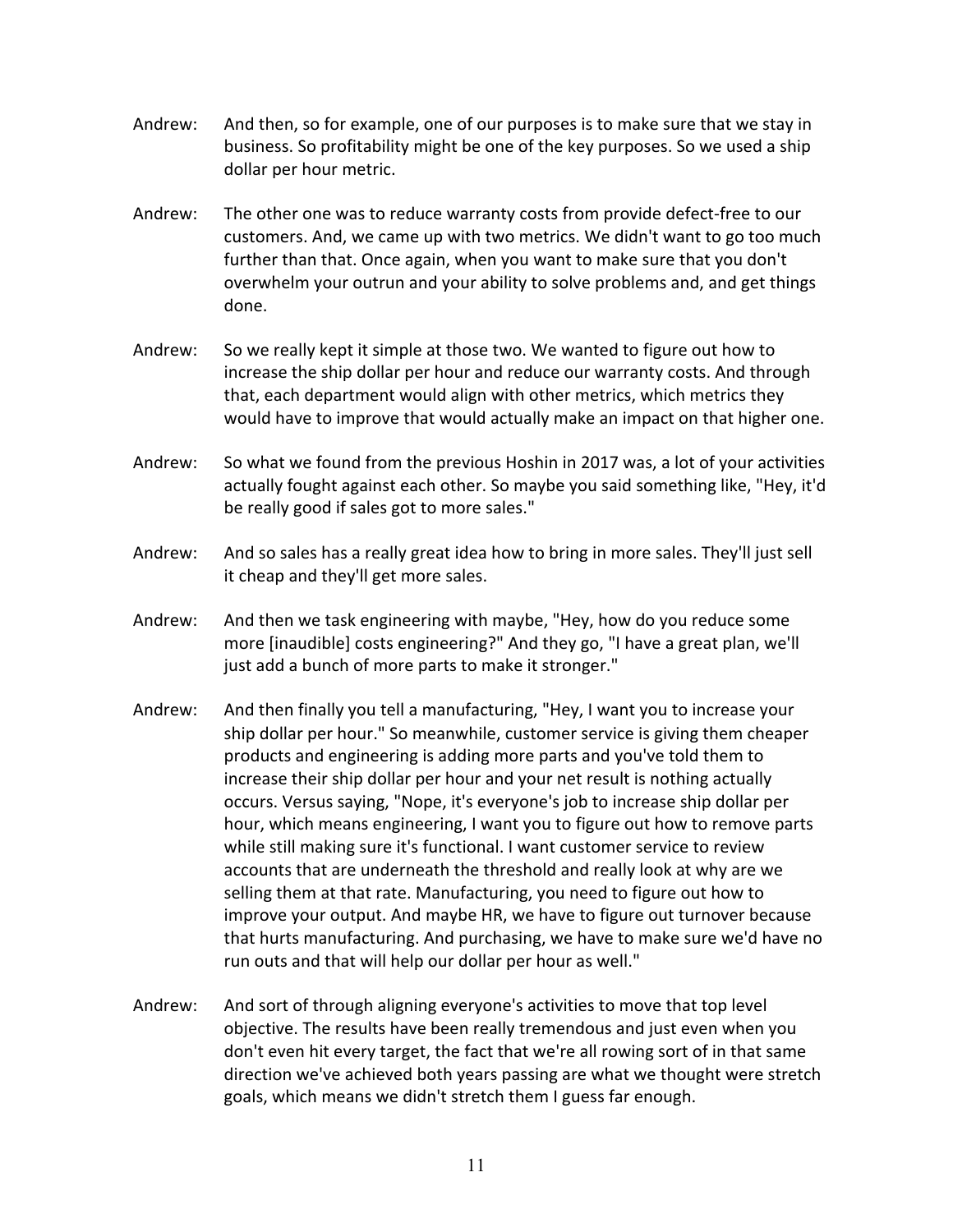Andrew: And then, so for example, one of our purposes is to make sure that we stay in business. So profitability might be one of the key purposes. So we used a ship dollar per hour metric.

Andrew: The other one was to reduce warranty costs from provide defect-free to our customers. And, we came up with two metrics. We didn't want to go too much further than that. Once again, when you want to make sure that you don't overwhelm your outrun and your ability to solve problems and, and get things done.

Andrew: So we really kept it simple at those two. We wanted to figure out how to increase the ship dollar per hour and reduce our warranty costs. And through that, each department would align with other metrics, which metrics they would have to improve that would actually make an impact on that higher one.

Andrew: So what we found from the previous Hoshin in 2017 was, a lot of your activities actually fought against each other. So maybe you said something like, "Hey, it'd be really good if sales got to more sales."

Andrew: And so sales has a really great idea how to bring in more sales. They'll just sell it cheap and they'll get more sales.

Andrew: And then we task engineering with maybe, "Hey, how do you reduce some more [inaudible] costs engineering?" And they go, "I have a great plan, we'll just add a bunch of more parts to make it stronger."

Andrew: And then finally you tell a manufacturing, "Hey, I want you to increase your ship dollar per hour." So meanwhile, customer service is giving them cheaper products and engineering is adding more parts and you've told them to increase their ship dollar per hour and your net result is nothing actually occurs. Versus saying, "Nope, it's everyone's job to increase ship dollar per hour, which means engineering, I want you to figure out how to remove parts while still making sure it's functional. I want customer service to review accounts that are underneath the threshold and really look at why are we selling them at that rate. Manufacturing, you need to figure out how to improve your output. And maybe HR, we have to figure out turnover because that hurts manufacturing. And purchasing, we have to make sure we'd have no run outs and that will help our dollar per hour as well."

Andrew: And sort of through aligning everyone's activities to move that top level objective. The results have been really tremendous and just even when you don't even hit every target, the fact that we're all rowing sort of in that same direction we've achieved both years passing are what we thought were stretch goals, which means we didn't stretch them I guess far enough.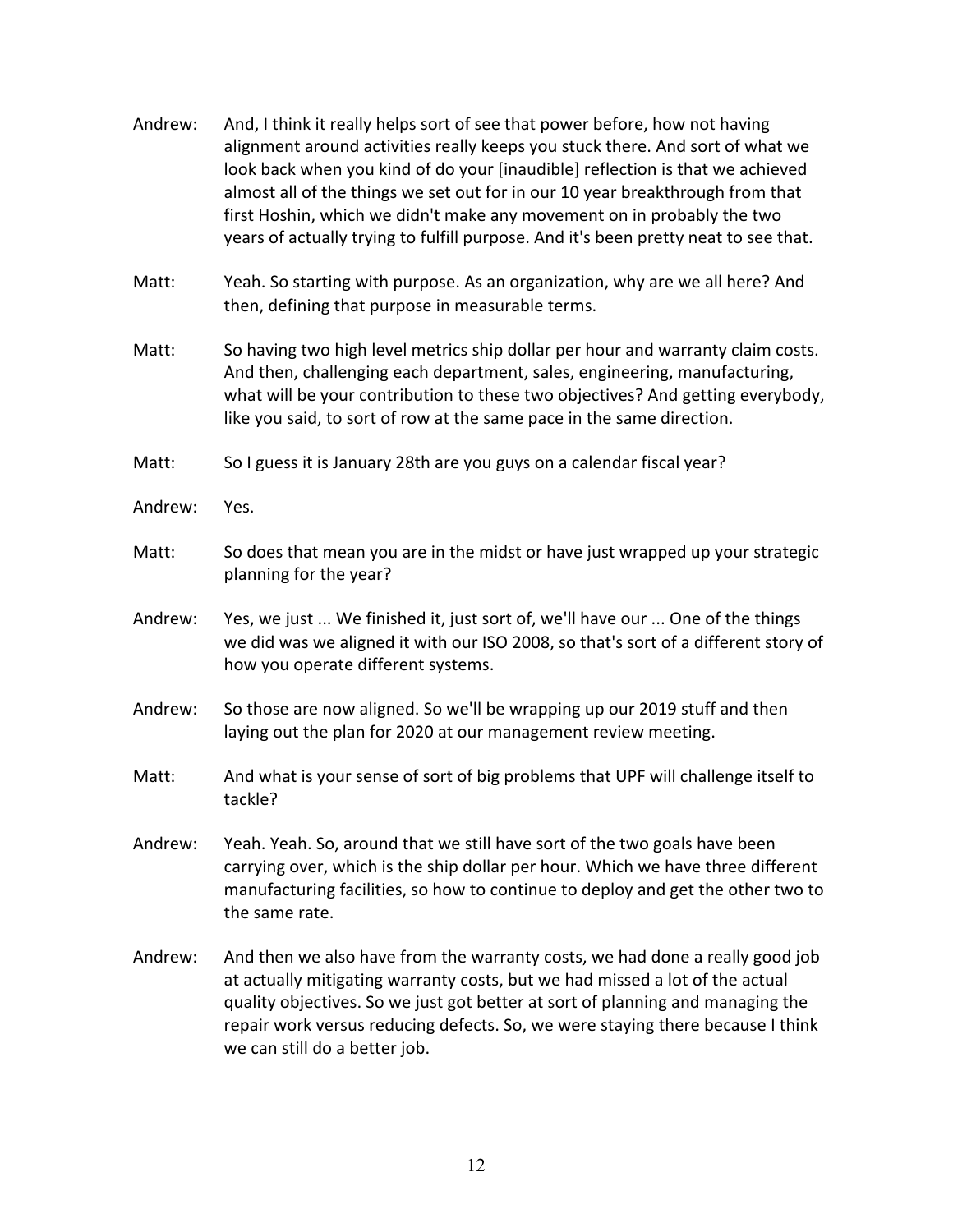Andrew: And, I think it really helps sort of see that power before, how not having alignment around activities really keeps you stuck there. And sort of what we look back when you kind of do your [inaudible] reflection is that we achieved almost all of the things we set out for in our 10 year breakthrough from that first Hoshin, which we didn't make any movement on in probably the two years of actually trying to fulfill purpose. And it's been pretty neat to see that.

Matt: Yeah. So starting with purpose. As an organization, why are we all here? And then, defining that purpose in measurable terms.

Matt: So having two high level metrics ship dollar per hour and warranty claim costs. And then, challenging each department, sales, engineering, manufacturing, what will be your contribution to these two objectives? And getting everybody, like you said, to sort of row at the same pace in the same direction.

Matt: So I guess it is January 28th are you guys on a calendar fiscal year?

Andrew: Yes.

Matt: So does that mean you are in the midst or have just wrapped up your strategic planning for the year?

Andrew: Yes, we just ... We finished it, just sort of, we'll have our ... One of the things we did was we aligned it with our ISO 2008, so that's sort of a different story of how you operate different systems.

Andrew: So those are now aligned. So we'll be wrapping up our 2019 stuff and then laying out the plan for 2020 at our management review meeting.

Matt: And what is your sense of sort of big problems that UPF will challenge itself to tackle?

Andrew: Yeah. Yeah. So, around that we still have sort of the two goals have been carrying over, which is the ship dollar per hour. Which we have three different manufacturing facilities, so how to continue to deploy and get the other two to the same rate.

Andrew: And then we also have from the warranty costs, we had done a really good job at actually mitigating warranty costs, but we had missed a lot of the actual quality objectives. So we just got better at sort of planning and managing the repair work versus reducing defects. So, we were staying there because I think we can still do a better job.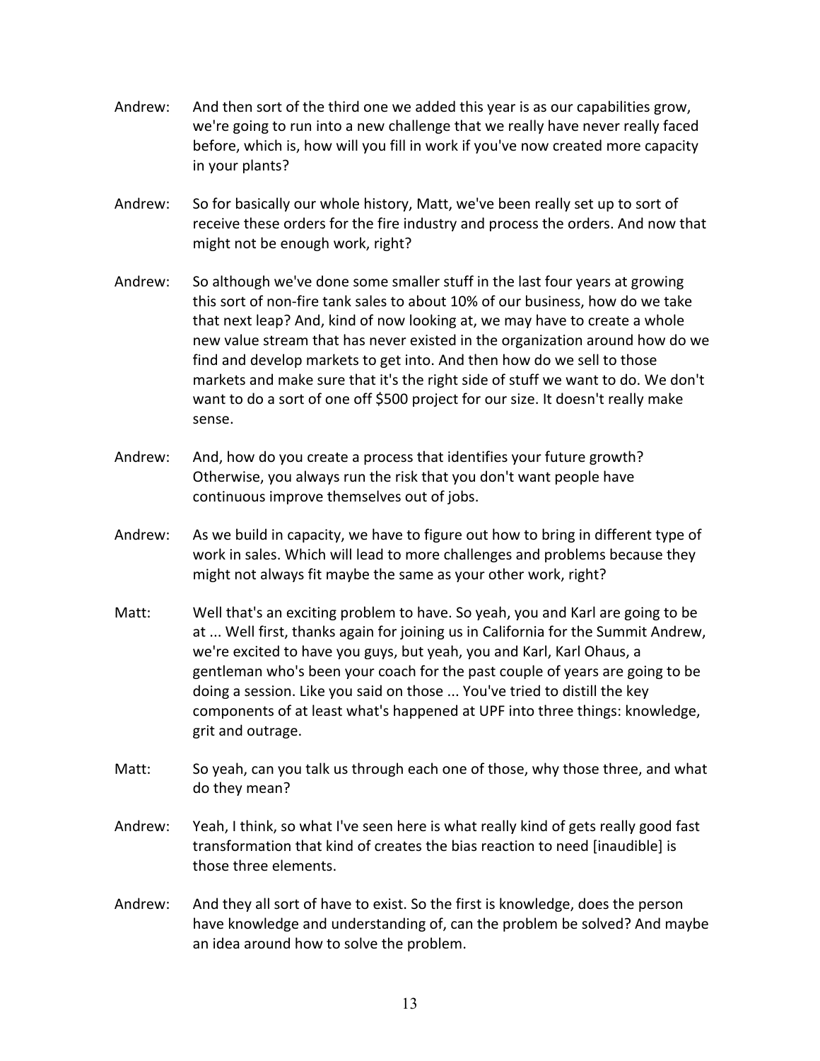Andrew: And then sort of the third one we added this year is as our capabilities grow, we're going to run into a new challenge that we really have never really faced before, which is, how will you fill in work if you've now created more capacity in your plants?

Andrew: So for basically our whole history, Matt, we've been really set up to sort of receive these orders for the fire industry and process the orders. And now that might not be enough work, right?

Andrew: So although we've done some smaller stuff in the last four years at growing this sort of non-fire tank sales to about 10% of our business, how do we take that next leap? And, kind of now looking at, we may have to create a whole new value stream that has never existed in the organization around how do we find and develop markets to get into. And then how do we sell to those markets and make sure that it's the right side of stuff we want to do. We don't want to do a sort of one off $500 project for our size. It doesn't really make sense.

Andrew: And, how do you create a process that identifies your future growth? Otherwise, you always run the risk that you don't want people have continuous improve themselves out of jobs.

Andrew: As we build in capacity, we have to figure out how to bring in different type of work in sales. Which will lead to more challenges and problems because they might not always fit maybe the same as your other work, right?

Matt: Well that's an exciting problem to have. So yeah, you and Karl are going to be at ... Well first, thanks again for joining us in California for the Summit Andrew, we're excited to have you guys, but yeah, you and Karl, Karl Ohaus, a gentleman who's been your coach for the past couple of years are going to be doing a session. Like you said on those ... You've tried to distill the key components of at least what's happened at UPF into three things: knowledge, grit and outrage.

Matt: So yeah, can you talk us through each one of those, why those three, and what do they mean?

Andrew: Yeah, I think, so what I've seen here is what really kind of gets really good fast transformation that kind of creates the bias reaction to need [inaudible] is those three elements.

Andrew: And they all sort of have to exist. So the first is knowledge, does the person have knowledge and understanding of, can the problem be solved? And maybe an idea around how to solve the problem.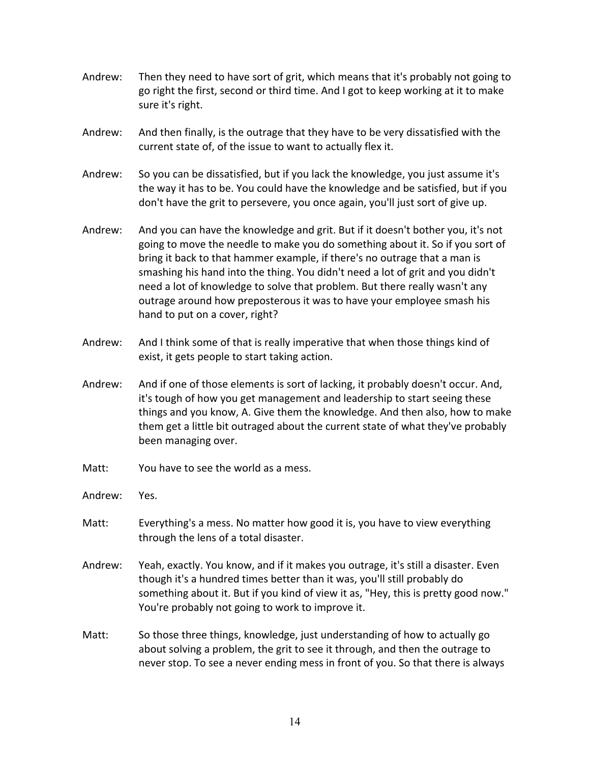Andrew: Then they need to have sort of grit, which means that it's probably not going to go right the first, second or third time. And I got to keep working at it to make sure it's right.

Andrew: And then finally, is the outrage that they have to be very dissatisfied with the current state of, of the issue to want to actually flex it.

Andrew: So you can be dissatisfied, but if you lack the knowledge, you just assume it's the way it has to be. You could have the knowledge and be satisfied, but if you don't have the grit to persevere, you once again, you'll just sort of give up.

Andrew: And you can have the knowledge and grit. But if it doesn't bother you, it's not going to move the needle to make you do something about it. So if you sort of bring it back to that hammer example, if there's no outrage that a man is smashing his hand into the thing. You didn't need a lot of grit and you didn't need a lot of knowledge to solve that problem. But there really wasn't any outrage around how preposterous it was to have your employee smash his hand to put on a cover, right?

Andrew: And I think some of that is really imperative that when those things kind of exist, it gets people to start taking action.

Andrew: And if one of those elements is sort of lacking, it probably doesn't occur. And, it's tough of how you get management and leadership to start seeing these things and you know, A. Give them the knowledge. And then also, how to make them get a little bit outraged about the current state of what they've probably been managing over.

Matt: You have to see the world as a mess.

Andrew: Yes.

Matt: Everything's a mess. No matter how good it is, you have to view everything through the lens of a total disaster.

Andrew: Yeah, exactly. You know, and if it makes you outrage, it's still a disaster. Even though it's a hundred times better than it was, you'll still probably do something about it. But if you kind of view it as, "Hey, this is pretty good now." You're probably not going to work to improve it.

Matt: So those three things, knowledge, just understanding of how to actually go about solving a problem, the grit to see it through, and then the outrage to never stop. To see a never ending mess in front of you. So that there is always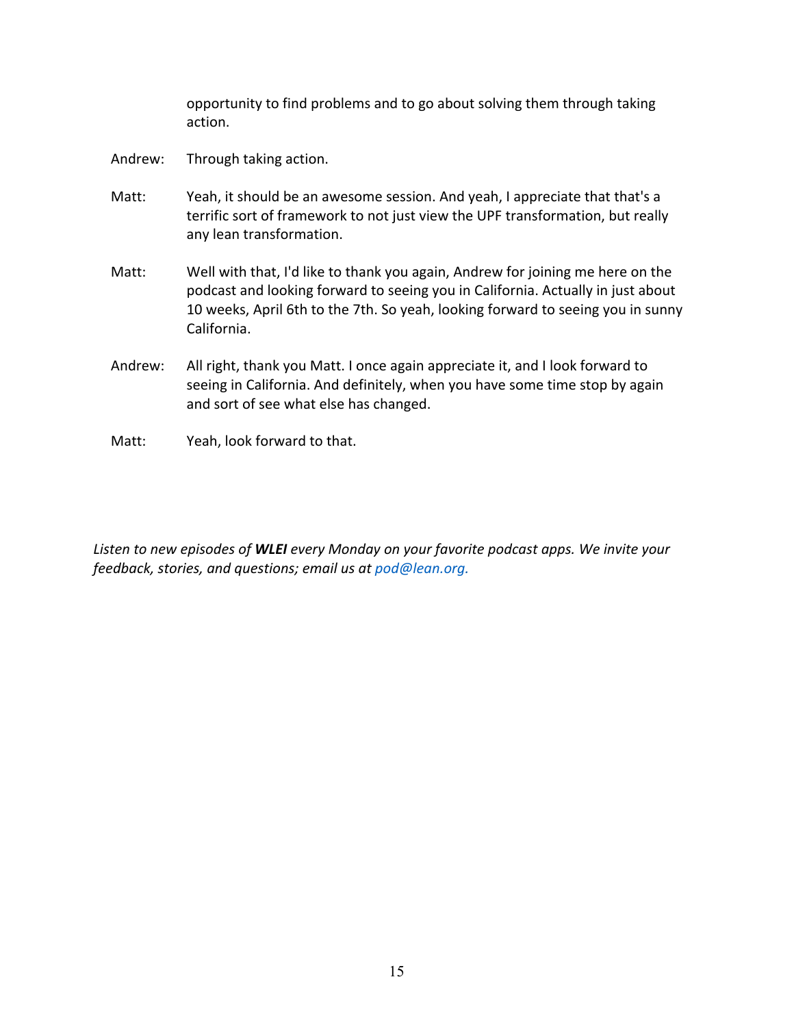opportunity to find problems and to go about solving them through taking action.

Andrew: Through taking action.

Matt: Yeah, it should be an awesome session. And yeah, I appreciate that that's a terrific sort of framework to not just view the UPF transformation, but really any lean transformation.

Matt: Well with that, I'd like to thank you again, Andrew for joining me here on the podcast and looking forward to seeing you in California. Actually in just about 10 weeks, April 6th to the 7th. So yeah, looking forward to seeing you in sunny California.

Andrew: All right, thank you Matt. I once again appreciate it, and I look forward to seeing in California. And definitely, when you have some time stop by again and sort of see what else has changed.

Matt: Yeah, look forward to that.

*Listen to new episodes of **WLEI** every Monday on your favorite podcast apps. We invite your feedback, stories, and questions; email us at pod@lean.org.*